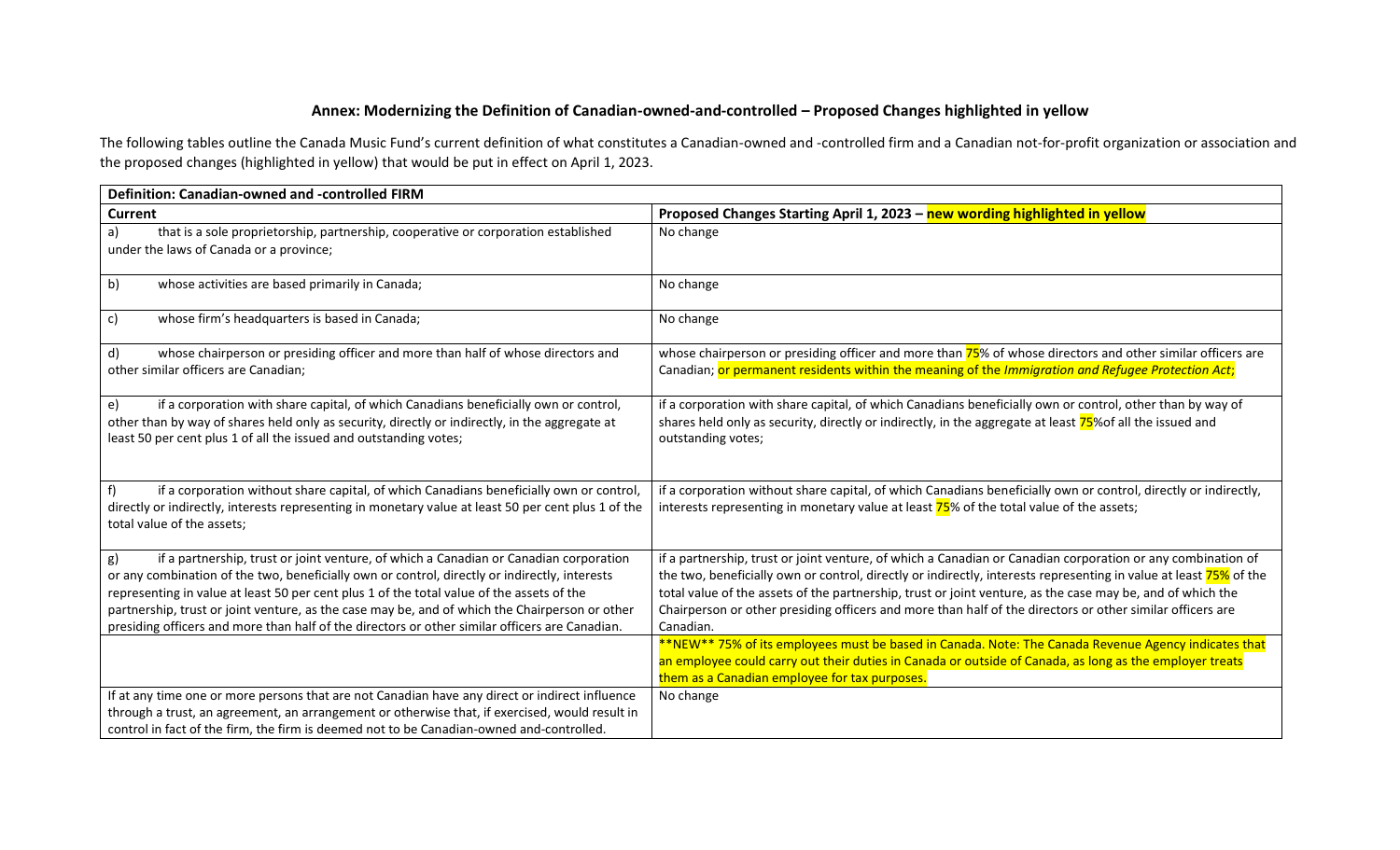## Annex: Modernizing the Definition of Canadian-owned-and-controlled – Proposed Changes highlighted in yellow

The following tables outline the Canada Music Fund's current definition of what constitutes a Canadian-owned and -controlled firm and a Canadian not-for-profit organization or association and the proposed changes (highlighted in yellow) that would be put in effect on April 1, 2023.

| Definition: Canadian-owned and -controlled FIRM | |
|---|---|
| **Current** | **Proposed Changes Starting April 1, 2023 – new wording highlighted in yellow** |
| a) that is a sole proprietorship, partnership, cooperative or corporation established under the laws of Canada or a province; | No change |
| b) whose activities are based primarily in Canada; | No change |
| c) whose firm's headquarters is based in Canada; | No change |
| d) whose chairperson or presiding officer and more than half of whose directors and other similar officers are Canadian; | whose chairperson or presiding officer and more than 75% of whose directors and other similar officers are Canadian; or permanent residents within the meaning of the *Immigration and Refugee Protection Act*; |
| e) if a corporation with share capital, of which Canadians beneficially own or control, other than by way of shares held only as security, directly or indirectly, in the aggregate at least 50 per cent plus 1 of all the issued and outstanding votes; | if a corporation with share capital, of which Canadians beneficially own or control, other than by way of shares held only as security, directly or indirectly, in the aggregate at least 75%of all the issued and outstanding votes; |
| f) if a corporation without share capital, of which Canadians beneficially own or control, directly or indirectly, interests representing in monetary value at least 50 per cent plus 1 of the total value of the assets; | if a corporation without share capital, of which Canadians beneficially own or control, directly or indirectly, interests representing in monetary value at least 75% of the total value of the assets; |
| g) if a partnership, trust or joint venture, of which a Canadian or Canadian corporation or any combination of the two, beneficially own or control, directly or indirectly, interests representing in value at least 50 per cent plus 1 of the total value of the assets of the partnership, trust or joint venture, as the case may be, and of which the Chairperson or other presiding officers and more than half of the directors or other similar officers are Canadian. | if a partnership, trust or joint venture, of which a Canadian or Canadian corporation or any combination of the two, beneficially own or control, directly or indirectly, interests representing in value at least 75% of the total value of the assets of the partnership, trust or joint venture, as the case may be, and of which the Chairperson or other presiding officers and more than half of the directors or other similar officers are Canadian. |
| | **NEW** 75% of its employees must be based in Canada. Note: The Canada Revenue Agency indicates that an employee could carry out their duties in Canada or outside of Canada, as long as the employer treats them as a Canadian employee for tax purposes. |
| If at any time one or more persons that are not Canadian have any direct or indirect influence through a trust, an agreement, an arrangement or otherwise that, if exercised, would result in control in fact of the firm, the firm is deemed not to be Canadian-owned and-controlled. | No change |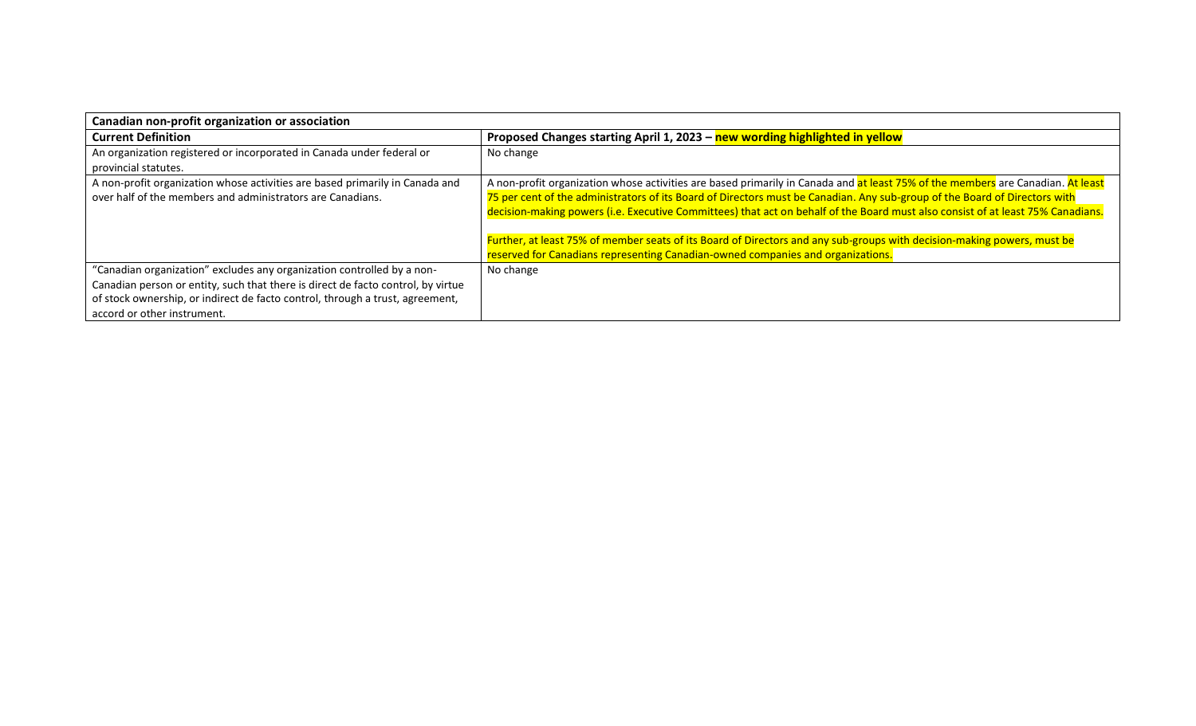| Canadian non-profit organization or association | |
|---|---|
| **Current Definition** | **Proposed Changes starting April 1, 2023 – new wording highlighted in yellow** |
| An organization registered or incorporated in Canada under federal or provincial statutes. | No change |
| A non-profit organization whose activities are based primarily in Canada and over half of the members and administrators are Canadians. | A non-profit organization whose activities are based primarily in Canada and at least 75% of the members are Canadian. At least 75 per cent of the administrators of its Board of Directors must be Canadian. Any sub-group of the Board of Directors with decision-making powers (i.e. Executive Committees) that act on behalf of the Board must also consist of at least 75% Canadians.<br><br>Further, at least 75% of member seats of its Board of Directors and any sub-groups with decision-making powers, must be reserved for Canadians representing Canadian-owned companies and organizations. |
| "Canadian organization" excludes any organization controlled by a non-Canadian person or entity, such that there is direct de facto control, by virtue of stock ownership, or indirect de facto control, through a trust, agreement, accord or other instrument. | No change |